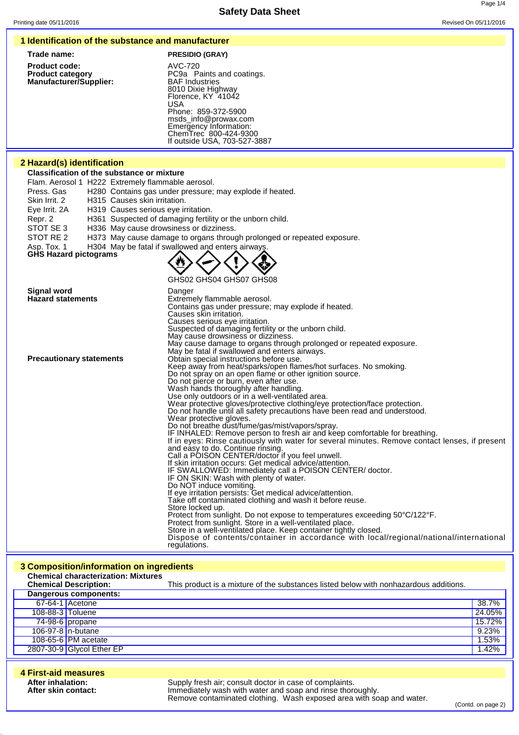# Safety Data Sheet

Printing date 05/11/2016 Revised On 05/11/2016

## 1 Identification of the substance and manufacturer

**Trade name:** PRESIDIO (GRAY)

**Product code:** AVC-720

**Product category** PC9a Paints and coatings.

**Manufacturer/Supplier:**
BAF Industries
8010 Dixie Highway
Florence, KY 41042
USA
Phone: 859-372-5900
msds_info@prowax.com
Emergency Information:
ChemTrec 800-424-9300
If outside USA, 703-527-3887

## 2 Hazard(s) identification

**Classification of the substance or mixture**

Flam. Aerosol 1 H222 Extremely flammable aerosol.
Press. Gas H280 Contains gas under pressure; may explode if heated.
Skin Irrit. 2 H315 Causes skin irritation.
Eye Irrit. 2A H319 Causes serious eye irritation.
Repr. 2 H361 Suspected of damaging fertility or the unborn child.
STOT SE 3 H336 May cause drowsiness or dizziness.
STOT RE 2 H373 May cause damage to organs through prolonged or repeated exposure.
Asp. Tox. 1 H304 May be fatal if swallowed and enters airways.

**GHS Hazard pictograms**

GHS02 GHS04 GHS07 GHS08

**Signal word** Danger

**Hazard statements**
Extremely flammable aerosol.
Contains gas under pressure; may explode if heated.
Causes skin irritation.
Causes serious eye irritation.
Suspected of damaging fertility or the unborn child.
May cause drowsiness or dizziness.
May cause damage to organs through prolonged or repeated exposure.
May be fatal if swallowed and enters airways.

**Precautionary statements**
Obtain special instructions before use.
Keep away from heat/sparks/open flames/hot surfaces. No smoking.
Do not spray on an open flame or other ignition source.
Do not pierce or burn, even after use.
Wash hands thoroughly after handling.
Use only outdoors or in a well-ventilated area.
Wear protective gloves/protective clothing/eye protection/face protection.
Do not handle until all safety precautions have been read and understood.
Wear protective gloves.
Do not breathe dust/fume/gas/mist/vapors/spray.
IF INHALED: Remove person to fresh air and keep comfortable for breathing.
If in eyes: Rinse cautiously with water for several minutes. Remove contact lenses, if present and easy to do. Continue rinsing.
Call a POISON CENTER/doctor if you feel unwell.
If skin irritation occurs: Get medical advice/attention.
IF SWALLOWED: Immediately call a POISON CENTER/ doctor.
IF ON SKIN: Wash with plenty of water.
Do NOT induce vomiting.
If eye irritation persists: Get medical advice/attention.
Take off contaminated clothing and wash it before reuse.
Store locked up.
Protect from sunlight. Do not expose to temperatures exceeding 50°C/122°F.
Protect from sunlight. Store in a well-ventilated place.
Store in a well-ventilated place. Keep container tightly closed.
Dispose of contents/container in accordance with local/regional/national/international regulations.

## 3 Composition/information on ingredients

**Chemical characterization: Mixtures**

**Chemical Description:** This product is a mixture of the substances listed below with nonhazardous additions.

**Dangerous components:**

| CAS | Component | % |
|---|---|---|
| 67-64-1 | Acetone | 38.7% |
| 108-88-3 | Toluene | 24.05% |
| 74-98-6 | propane | 15.72% |
| 106-97-8 | n-butane | 9.23% |
| 108-65-6 | PM acetate | 1.53% |
| 2807-30-9 | Glycol Ether EP | 1.42% |

## 4 First-aid measures

**After inhalation:** Supply fresh air; consult doctor in case of complaints.

**After skin contact:** Immediately wash with water and soap and rinse thoroughly.
Remove contaminated clothing. Wash exposed area with soap and water.

(Contd. on page 2)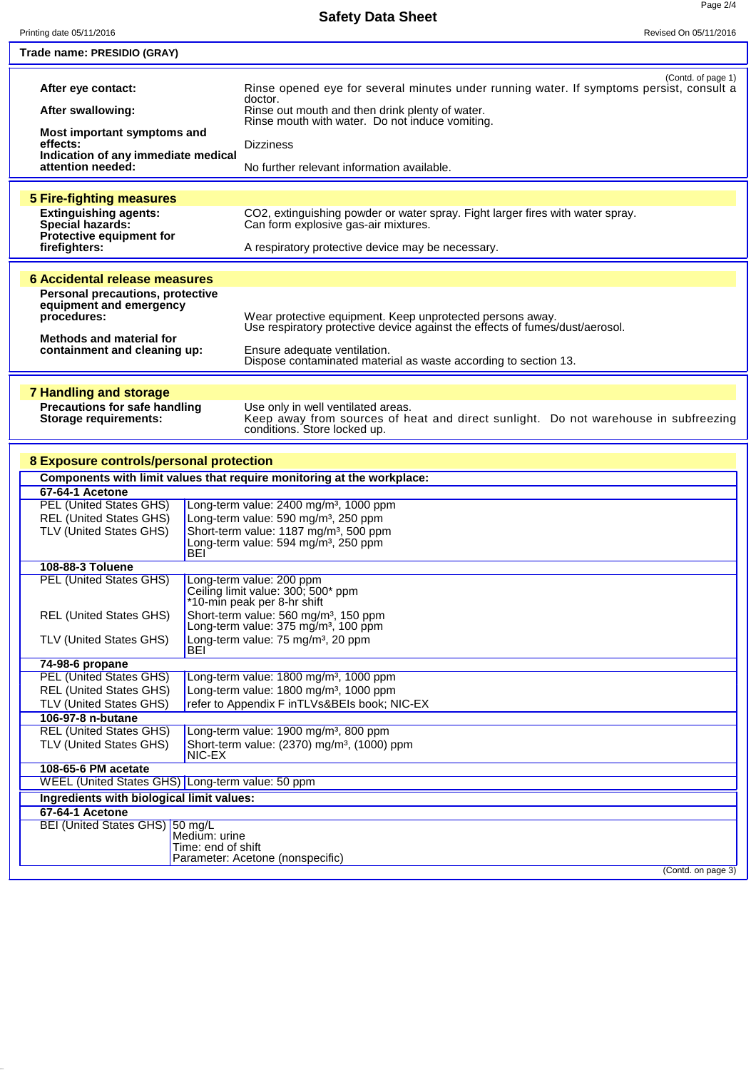Trade name: **PRESIDIO (GRAY)**

(Contd. of page 1)

**After eye contact:** Rinse opened eye for several minutes under running water. If symptoms persist, consult a doctor.

**After swallowing:** Rinse out mouth and then drink plenty of water. Rinse mouth with water. Do not induce vomiting.

**Most important symptoms and effects:** Dizziness

**Indication of any immediate medical attention needed:** No further relevant information available.

## 5 Fire-fighting measures

**Extinguishing agents:** $CO_2$, extinguishing powder or water spray. Fight larger fires with water spray.

**Special hazards:** Can form explosive gas-air mixtures.

**Protective equipment for firefighters:** A respiratory protective device may be necessary.

## 6 Accidental release measures

**Personal precautions, protective equipment and emergency procedures:** Wear protective equipment. Keep unprotected persons away. Use respiratory protective device against the effects of fumes/dust/aerosol.

**Methods and material for containment and cleaning up:** Ensure adequate ventilation. Dispose contaminated material as waste according to section 13.

## 7 Handling and storage

**Precautions for safe handling** Use only in well ventilated areas.

**Storage requirements:** Keep away from sources of heat and direct sunlight. Do not warehouse in subfreezing conditions. Store locked up.

## 8 Exposure controls/personal protection

**Components with limit values that require monitoring at the workplace:**

| | |
|---|---|
| **67-64-1 Acetone** | |
| PEL (United States GHS) | Long-term value: 2400 mg/m³, 1000 ppm |
| REL (United States GHS) | Long-term value: 590 mg/m³, 250 ppm |
| TLV (United States GHS) | Short-term value: 1187 mg/m³, 500 ppm<br>Long-term value: 594 mg/m³, 250 ppm<br>BEI |
| **108-88-3 Toluene** | |
| PEL (United States GHS) | Long-term value: 200 ppm<br>Ceiling limit value: 300; 500* ppm<br>*10-min peak per 8-hr shift |
| REL (United States GHS) | Short-term value: 560 mg/m³, 150 ppm<br>Long-term value: 375 mg/m³, 100 ppm |
| TLV (United States GHS) | Long-term value: 75 mg/m³, 20 ppm<br>BEI |
| **74-98-6 propane** | |
| PEL (United States GHS) | Long-term value: 1800 mg/m³, 1000 ppm |
| REL (United States GHS) | Long-term value: 1800 mg/m³, 1000 ppm |
| TLV (United States GHS) | refer to Appendix F inTLVs&BEIs book; NIC-EX |
| **106-97-8 n-butane** | |
| REL (United States GHS) | Long-term value: 1900 mg/m³, 800 ppm |
| TLV (United States GHS) | Short-term value: (2370) mg/m³, (1000) ppm<br>NIC-EX |
| **108-65-6 PM acetate** | |
| WEEL (United States GHS) | Long-term value: 50 ppm |

**Ingredients with biological limit values:**

| | |
|---|---|
| **67-64-1 Acetone** | |
| BEI (United States GHS) | 50 mg/L<br>Medium: urine<br>Time: end of shift<br>Parameter: Acetone (nonspecific) |

(Contd. on page 3)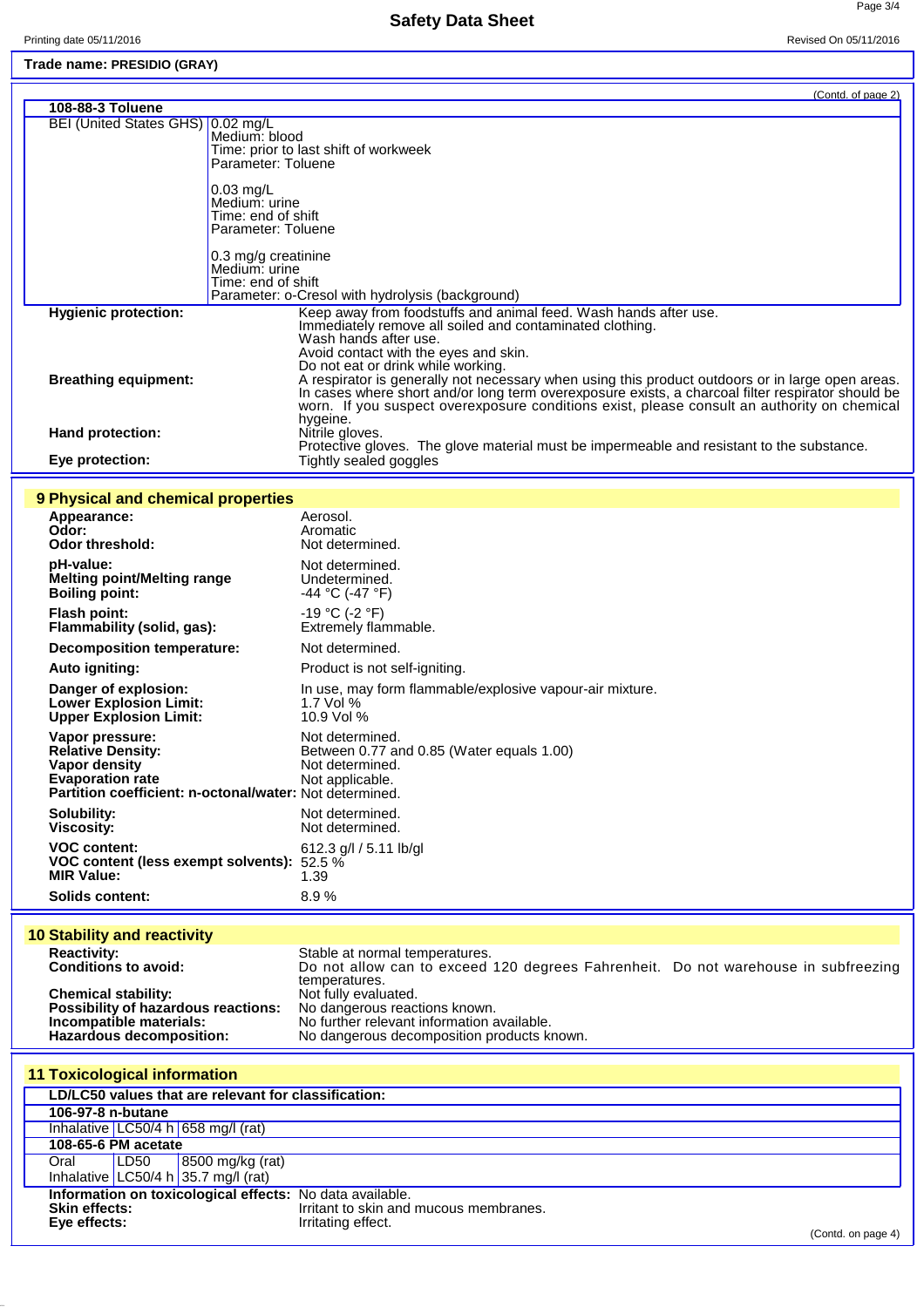Trade name: **PRESIDIO (GRAY)**

(Contd. of page 2)

| 108-88-3 Toluene | |
|---|---|
| BEI (United States GHS) | 0.02 mg/L<br>Medium: blood<br>Time: prior to last shift of workweek<br>Parameter: Toluene<br><br>0.03 mg/L<br>Medium: urine<br>Time: end of shift<br>Parameter: Toluene<br><br>0.3 mg/g creatinine<br>Medium: urine<br>Time: end of shift<br>Parameter: o-Cresol with hydrolysis (background) |

**Hygienic protection:** Keep away from foodstuffs and animal feed. Wash hands after use.
Immediately remove all soiled and contaminated clothing.
Wash hands after use.
Avoid contact with the eyes and skin.
Do not eat or drink while working.

**Breathing equipment:** A respirator is generally not necessary when using this product outdoors or in large open areas. In cases where short and/or long term overexposure exists, a charcoal filter respirator should be worn. If you suspect overexposure conditions exist, please consult an authority on chemical hygeine.

**Hand protection:** Nitrile gloves.
Protective gloves. The glove material must be impermeable and resistant to the substance.

**Eye protection:** Tightly sealed goggles

## 9 Physical and chemical properties

**Appearance:** Aerosol.
**Odor:** Aromatic
**Odor threshold:** Not determined.

**pH-value:** Not determined.
**Melting point/Melting range** Undetermined.
**Boiling point:** -44 °C (-47 °F)

**Flash point:** -19 °C (-2 °F)
**Flammability (solid, gas):** Extremely flammable.

**Decomposition temperature:** Not determined.

**Auto igniting:** Product is not self-igniting.

**Danger of explosion:** In use, may form flammable/explosive vapour-air mixture.
**Lower Explosion Limit:** 1.7 Vol %
**Upper Explosion Limit:** 10.9 Vol %

**Vapor pressure:** Not determined.
**Relative Density:** Between 0.77 and 0.85 (Water equals 1.00)
**Vapor density** Not determined.
**Evaporation rate** Not applicable.
**Partition coefficient: n-octanol/water:** Not determined.

**Solubility:** Not determined.
**Viscosity:** Not determined.

**VOC content:** 612.3 g/l / 5.11 lb/gl
**VOC content (less exempt solvents):** 52.5 %
**MIR Value:** 1.39

**Solids content:** 8.9 %

## 10 Stability and reactivity

**Reactivity:** Stable at normal temperatures.
**Conditions to avoid:** Do not allow can to exceed 120 degrees Fahrenheit. Do not warehouse in subfreezing temperatures.
**Chemical stability:** Not fully evaluated.
**Possibility of hazardous reactions:** No dangerous reactions known.
**Incompatible materials:** No further relevant information available.
**Hazardous decomposition:** No dangerous decomposition products known.

## 11 Toxicological information

| LD/LC50 values that are relevant for classification: | | |
|---|---|---|
| **106-97-8 n-butane** | | |
| Inhalative | LC50/4 h | 658 mg/l (rat) |
| **108-65-6 PM acetate** | | |
| Oral | LD50 | 8500 mg/kg (rat) |
| Inhalative | LC50/4 h | 35.7 mg/l (rat) |

**Information on toxicological effects:** No data available.
**Skin effects:** Irritant to skin and mucous membranes.
**Eye effects:** Irritating effect.

(Contd. on page 4)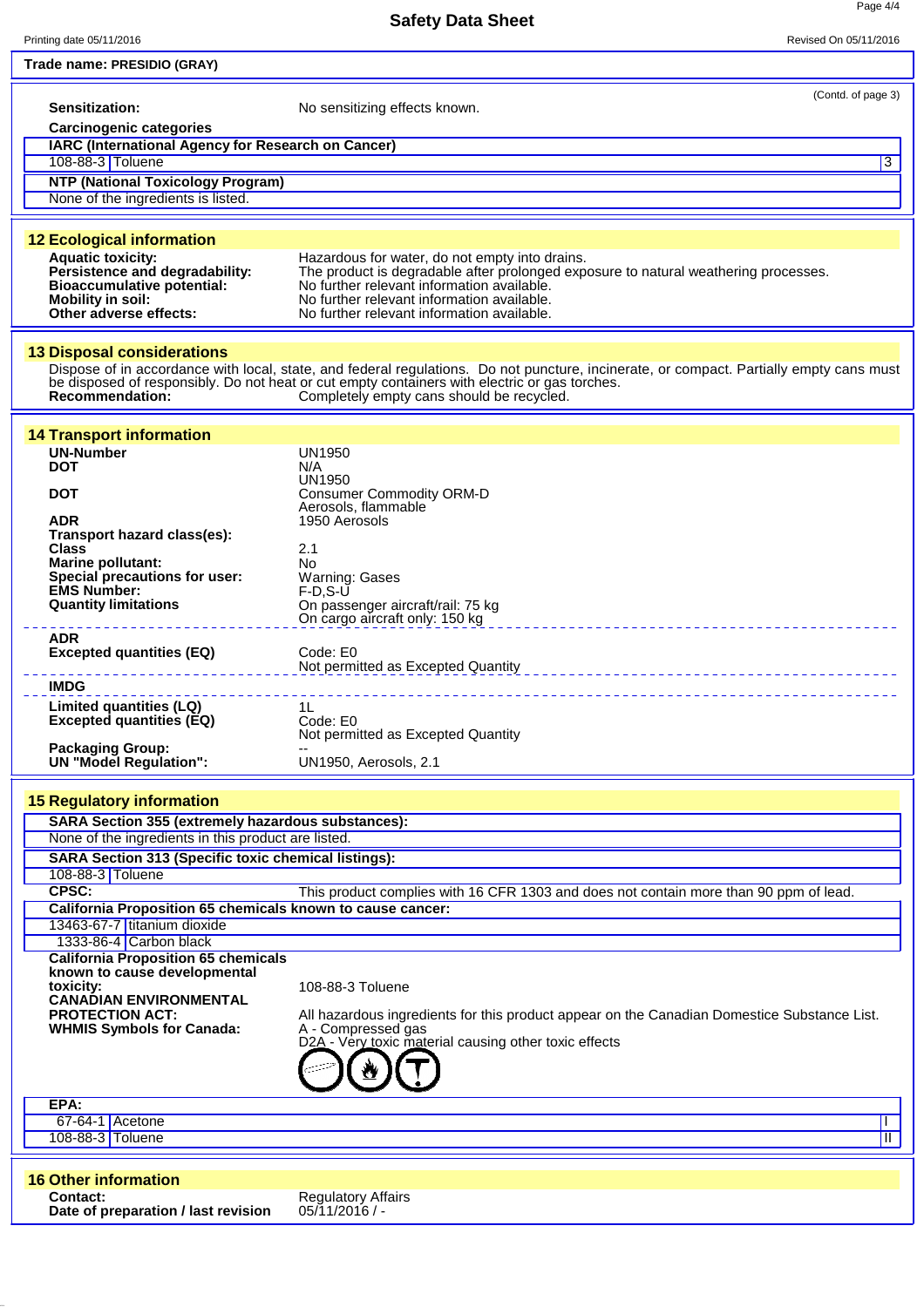Trade name: **PRESIDIO (GRAY)**

(Contd. of page 3)

**Sensitization:** No sensitizing effects known.

**Carcinogenic categories**

**IARC (International Agency for Research on Cancer)**

| | | |
|---|---|---|
| 108-88-3 | Toluene | 3 |

**NTP (National Toxicology Program)**

None of the ingredients is listed.

## 12 Ecological information

**Aquatic toxicity:** Hazardous for water, do not empty into drains.
**Persistence and degradability:** The product is degradable after prolonged exposure to natural weathering processes.
**Bioaccumulative potential:** No further relevant information available.
**Mobility in soil:** No further relevant information available.
**Other adverse effects:** No further relevant information available.

## 13 Disposal considerations

Dispose of in accordance with local, state, and federal regulations. Do not puncture, incinerate, or compact. Partially empty cans must be disposed of responsibly. Do not heat or cut empty containers with electric or gas torches.
**Recommendation:** Completely empty cans should be recycled.

## 14 Transport information

**UN-Number** UN1950
**DOT** N/A
UN1950
**DOT** Consumer Commodity ORM-D
Aerosols, flammable
**ADR** 1950 Aerosols
**Transport hazard class(es):**
**Class** 2.1
**Marine pollutant:** No
**Special precautions for user:** Warning: Gases
**EMS Number:** F-D,S-U
**Quantity limitations** On passenger aircraft/rail: 75 kg
On cargo aircraft only: 150 kg

**ADR**
**Excepted quantities (EQ)** Code: E0
Not permitted as Excepted Quantity

**IMDG**

**Limited quantities (LQ)** 1L
**Excepted quantities (EQ)** Code: E0
Not permitted as Excepted Quantity
**Packaging Group:** --
**UN "Model Regulation":** UN1950, Aerosols, 2.1

## 15 Regulatory information

**SARA Section 355 (extremely hazardous substances):**

None of the ingredients in this product are listed.

**SARA Section 313 (Specific toxic chemical listings):**

| | |
|---|---|
| 108-88-3 | Toluene |

**CPSC:** This product complies with 16 CFR 1303 and does not contain more than 90 ppm of lead.

**California Proposition 65 chemicals known to cause cancer:**

| | |
|---|---|
| 13463-67-7 | titanium dioxide |
| 1333-86-4 | Carbon black |

**California Proposition 65 chemicals known to cause developmental toxicity:** 108-88-3 Toluene
**CANADIAN ENVIRONMENTAL PROTECTION ACT:** All hazardous ingredients for this product appear on the Canadian Domestice Substance List.
**WHMIS Symbols for Canada:** A - Compressed gas
D2A - Very toxic material causing other toxic effects

**EPA:**

| | | |
|---|---|---|
| 67-64-1 | Acetone | I |
| 108-88-3 | Toluene | II |

## 16 Other information

**Contact:** Regulatory Affairs
**Date of preparation / last revision** 05/11/2016 / -